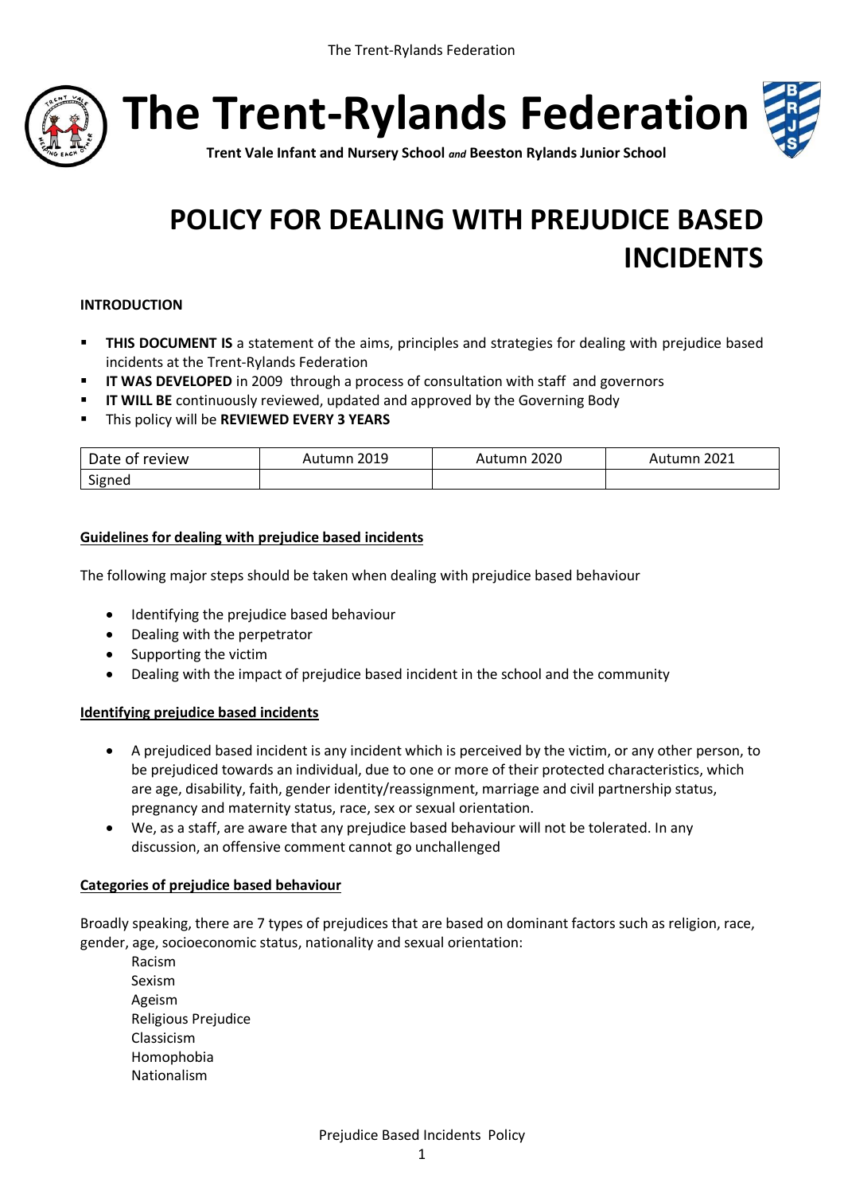# The Trent-Rylands Federation

**Trent Vale Infant and Nursery School** ***and*** **Beeston Rylands Junior School**

# POLICY FOR DEALING WITH PREJUDICE BASED INCIDENTS

**INTRODUCTION**

- **THIS DOCUMENT IS** a statement of the aims, principles and strategies for dealing with prejudice based incidents at the Trent-Rylands Federation
- **IT WAS DEVELOPED** in 2009 through a process of consultation with staff and governors
- **IT WILL BE** continuously reviewed, updated and approved by the Governing Body
- This policy will be **REVIEWED EVERY 3 YEARS**

| Date of review | Autumn 2019 | Autumn 2020 | Autumn 2021 |
|---|---|---|---|
| Signed | | | |

**Guidelines for dealing with prejudice based incidents**

The following major steps should be taken when dealing with prejudice based behaviour

- Identifying the prejudice based behaviour
- Dealing with the perpetrator
- Supporting the victim
- Dealing with the impact of prejudice based incident in the school and the community

**Identifying prejudice based incidents**

- A prejudiced based incident is any incident which is perceived by the victim, or any other person, to be prejudiced towards an individual, due to one or more of their protected characteristics, which are age, disability, faith, gender identity/reassignment, marriage and civil partnership status, pregnancy and maternity status, race, sex or sexual orientation.
- We, as a staff, are aware that any prejudice based behaviour will not be tolerated. In any discussion, an offensive comment cannot go unchallenged

**Categories of prejudice based behaviour**

Broadly speaking, there are 7 types of prejudices that are based on dominant factors such as religion, race, gender, age, socioeconomic status, nationality and sexual orientation:

Racism
Sexism
Ageism
Religious Prejudice
Classicism
Homophobia
Nationalism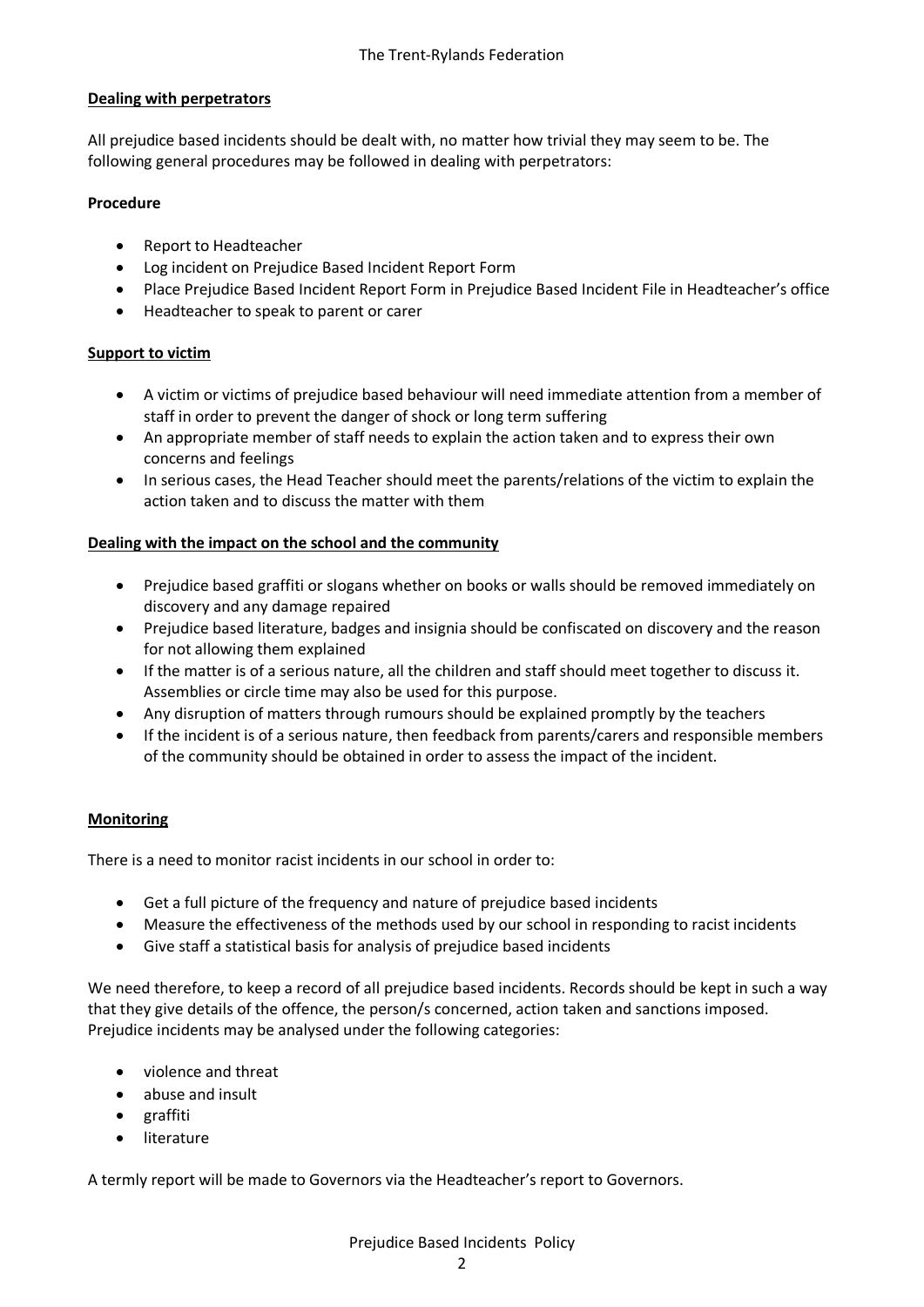## Dealing with perpetrators

All prejudice based incidents should be dealt with, no matter how trivial they may seem to be. The following general procedures may be followed in dealing with perpetrators:

### Procedure

- Report to Headteacher
- Log incident on Prejudice Based Incident Report Form
- Place Prejudice Based Incident Report Form in Prejudice Based Incident File in Headteacher's office
- Headteacher to speak to parent or carer

## Support to victim

- A victim or victims of prejudice based behaviour will need immediate attention from a member of staff in order to prevent the danger of shock or long term suffering
- An appropriate member of staff needs to explain the action taken and to express their own concerns and feelings
- In serious cases, the Head Teacher should meet the parents/relations of the victim to explain the action taken and to discuss the matter with them

## Dealing with the impact on the school and the community

- Prejudice based graffiti or slogans whether on books or walls should be removed immediately on discovery and any damage repaired
- Prejudice based literature, badges and insignia should be confiscated on discovery and the reason for not allowing them explained
- If the matter is of a serious nature, all the children and staff should meet together to discuss it. Assemblies or circle time may also be used for this purpose.
- Any disruption of matters through rumours should be explained promptly by the teachers
- If the incident is of a serious nature, then feedback from parents/carers and responsible members of the community should be obtained in order to assess the impact of the incident.

## Monitoring

There is a need to monitor racist incidents in our school in order to:

- Get a full picture of the frequency and nature of prejudice based incidents
- Measure the effectiveness of the methods used by our school in responding to racist incidents
- Give staff a statistical basis for analysis of prejudice based incidents

We need therefore, to keep a record of all prejudice based incidents. Records should be kept in such a way that they give details of the offence, the person/s concerned, action taken and sanctions imposed. Prejudice incidents may be analysed under the following categories:

- violence and threat
- abuse and insult
- graffiti
- literature

A termly report will be made to Governors via the Headteacher's report to Governors.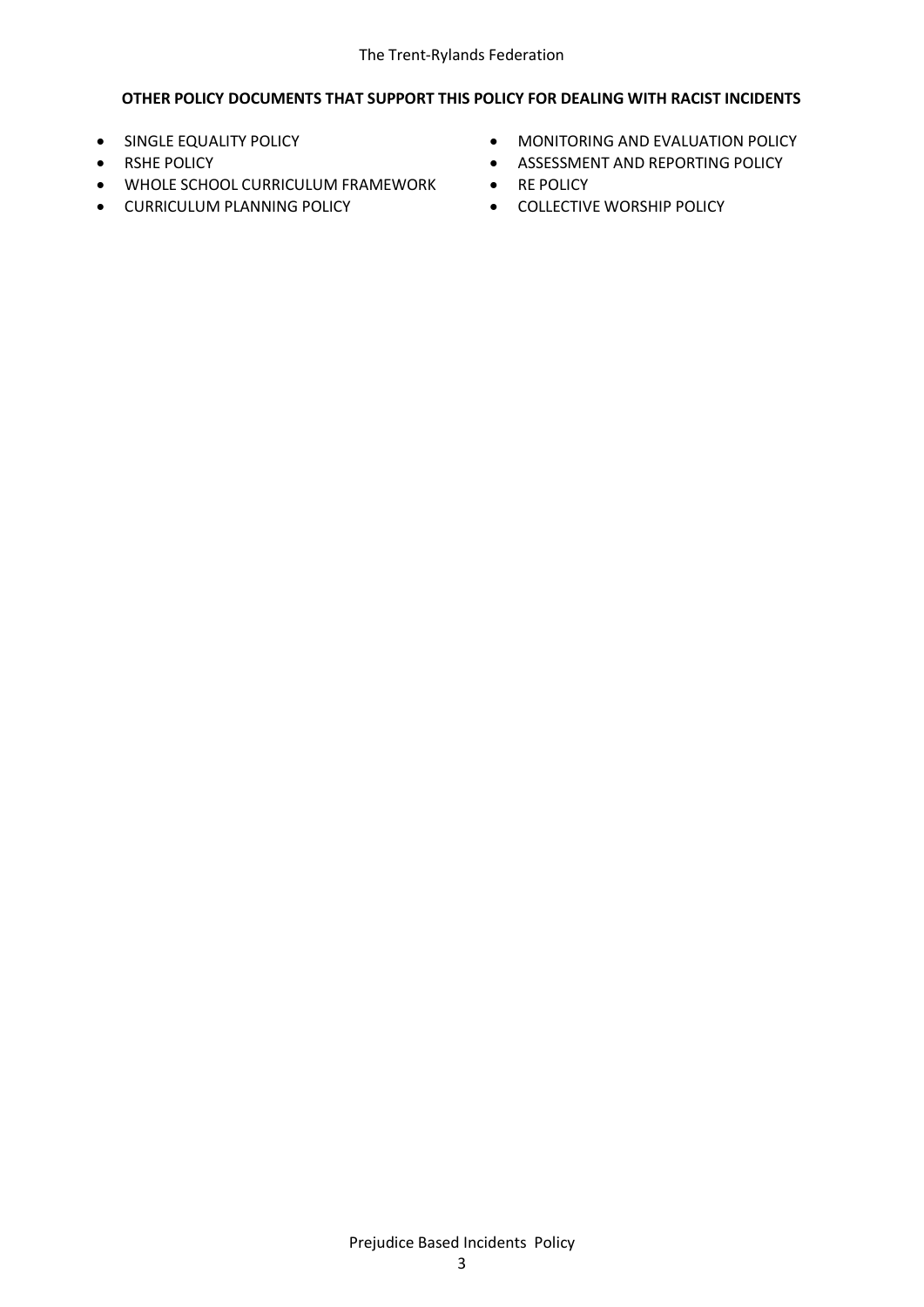**OTHER POLICY DOCUMENTS THAT SUPPORT THIS POLICY FOR DEALING WITH RACIST INCIDENTS**

- SINGLE EQUALITY POLICY
- RSHE POLICY
- WHOLE SCHOOL CURRICULUM FRAMEWORK
- CURRICULUM PLANNING POLICY
- MONITORING AND EVALUATION POLICY
- ASSESSMENT AND REPORTING POLICY
- RE POLICY
- COLLECTIVE WORSHIP POLICY